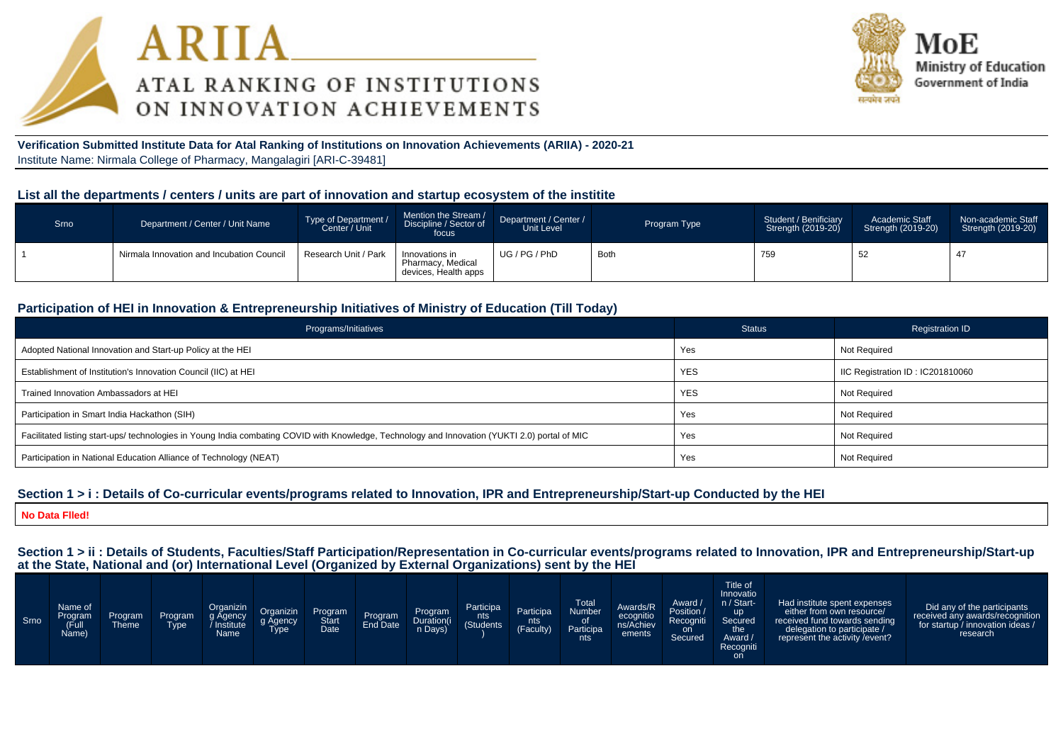# ARIIA

## ATAL RANKING OF INSTITUTIONS ON INNOVATION ACHIEVEMENTS

MoE
Ministry of Education
Government of India

**Verification Submitted Institute Data for Atal Ranking of Institutions on Innovation Achievements (ARIIA) - 2020-21**
Institute Name: Nirmala College of Pharmacy, Mangalagiri [ARI-C-39481]

### List all the departments / centers / units are part of innovation and startup ecosystem of the institite

| Srno | Department / Center / Unit Name | Type of Department / Center / Unit | Mention the Stream / Discipline / Sector of focus | Department / Center / Unit Level | Program Type | Student / Benificiary Strength (2019-20) | Academic Staff Strength (2019-20) | Non-academic Staff Strength (2019-20) |
|---|---|---|---|---|---|---|---|---|
| 1 | Nirmala Innovation and Incubation Council | Research Unit / Park | Innovations in Pharmacy, Medical devices, Health apps | UG / PG / PhD | Both | 759 | 52 | 47 |

### Participation of HEI in Innovation & Entrepreneurship Initiatives of Ministry of Education (Till Today)

| Programs/Initiatives | Status | Registration ID |
|---|---|---|
| Adopted National Innovation and Start-up Policy at the HEI | Yes | Not Required |
| Establishment of Institution's Innovation Council (IIC) at HEI | YES | IIC Registration ID : IC201810060 |
| Trained Innovation Ambassadors at HEI | YES | Not Required |
| Participation in Smart India Hackathon (SIH) | Yes | Not Required |
| Facilitated listing start-ups/ technologies in Young India combating COVID with Knowledge, Technology and Innovation (YUKTI 2.0) portal of MIC | Yes | Not Required |
| Participation in National Education Alliance of Technology (NEAT) | Yes | Not Required |

### Section 1 > i : Details of Co-curricular events/programs related to Innovation, IPR and Entrepreneurship/Start-up Conducted by the HEI

**No Data Flled!**

### Section 1 > ii : Details of Students, Faculties/Staff Participation/Representation in Co-curricular events/programs related to Innovation, IPR and Entrepreneurship/Start-up at the State, National and (or) International Level (Organized by External Organizations) sent by the HEI

| Srno | Name of Program (Full Name) | Program Theme | Program Type | Organizing Agency / Institute Name | Organizing Agency Type | Program Start Date | Program End Date | Program Duration(in Days) | Participants (Students) | Participants (Faculty) | Total Number of Participants | Awards/Recognitions/Achievements | Award / Position / Recognition Secured | Title of Innovation / Start-up Secured the Award / Recognition | Had institute spent expenses either from own resource/ received fund towards sending delegation to participate / represent the activity /event? | Did any of the participants received any awards/recognition for startup / innovation ideas / research |
|---|---|---|---|---|---|---|---|---|---|---|---|---|---|---|---|---|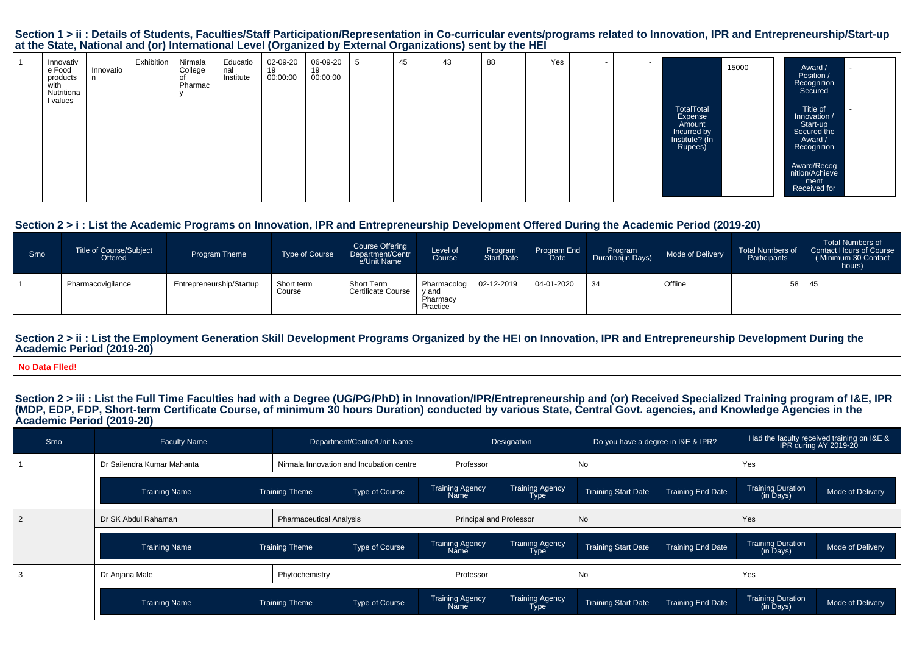## Section 1 > ii : Details of Students, Faculties/Staff Participation/Representation in Co-curricular events/programs related to Innovation, IPR and Entrepreneurship/Start-up at the State, National and (or) International Level (Organized by External Organizations) sent by the HEI

| | | | | | | | | | | | | | | | |
|---|---|---|---|---|---|---|---|---|---|---|---|---|---|---|---|
| 1 | Innovative Food products with Nutritional values | Innovation | Exhibition | Nirmala College of Pharmacy | Educational Institute | 02-09-2019 00:00:00 | 06-09-2019 00:00:00 | 5 | 45 | 43 | 88 | Yes | - | - | TotalTotal Expense Amount Incurred by Institute? (In Rupees): 15000; Award / Position / Recognition Secured: -; Title of Innovation / Start-up Secured the Award / Recognition: -; Award/Recognition/Achievement Received for: |

## Section 2 > i : List the Academic Programs on Innovation, IPR and Entrepreneurship Development Offered During the Academic Period (2019-20)

| Srno | Title of Course/Subject Offered | Program Theme | Type of Course | Course Offering Department/Centre/Unit Name | Level of Course | Program Start Date | Program End Date | Program Duration(in Days) | Mode of Delivery | Total Numbers of Participants | Total Numbers of Contact Hours of Course ( Minimum 30 Contact hours) |
|---|---|---|---|---|---|---|---|---|---|---|---|
| 1 | Pharmacovigilance | Entrepreneurship/Startup | Short term Course | Short Term Certificate Course | Pharmacology and Pharmacy Practice | 02-12-2019 | 04-01-2020 | 34 | Offline | 58 | 45 |

## Section 2 > ii : List the Employment Generation Skill Development Programs Organized by the HEI on Innovation, IPR and Entrepreneurship Development During the Academic Period (2019-20)

**No Data FIled!**

## Section 2 > iii : List the Full Time Faculties had with a Degree (UG/PG/PhD) in Innovation/IPR/Entrepreneurship and (or) Received Specialized Training program of I&E, IPR (MDP, EDP, FDP, Short-term Certificate Course, of minimum 30 hours Duration) conducted by various State, Central Govt. agencies, and Knowledge Agencies in the Academic Period (2019-20)

| Srno | Faculty Name | Department/Centre/Unit Name | Designation | Do you have a degree in I&E & IPR? | Had the faculty received training on I&E & IPR during AY 2019-20 |
|---|---|---|---|---|---|
| 1 | Dr Sailendra Kumar Mahanta | Nirmala Innovation and Incubation centre | Professor | No | Yes |
| 2 | Dr SK Abdul Rahaman | Pharmaceutical Analysis | Principal and Professor | No | Yes |
| 3 | Dr Anjana Male | Phytochemistry | Professor | No | Yes |

Training details (for each faculty above):

| Training Name | Training Theme | Type of Course | Training Agency Name | Training Agency Type | Training Start Date | Training End Date | Training Duration (in Days) | Mode of Delivery |
|---|---|---|---|---|---|---|---|---|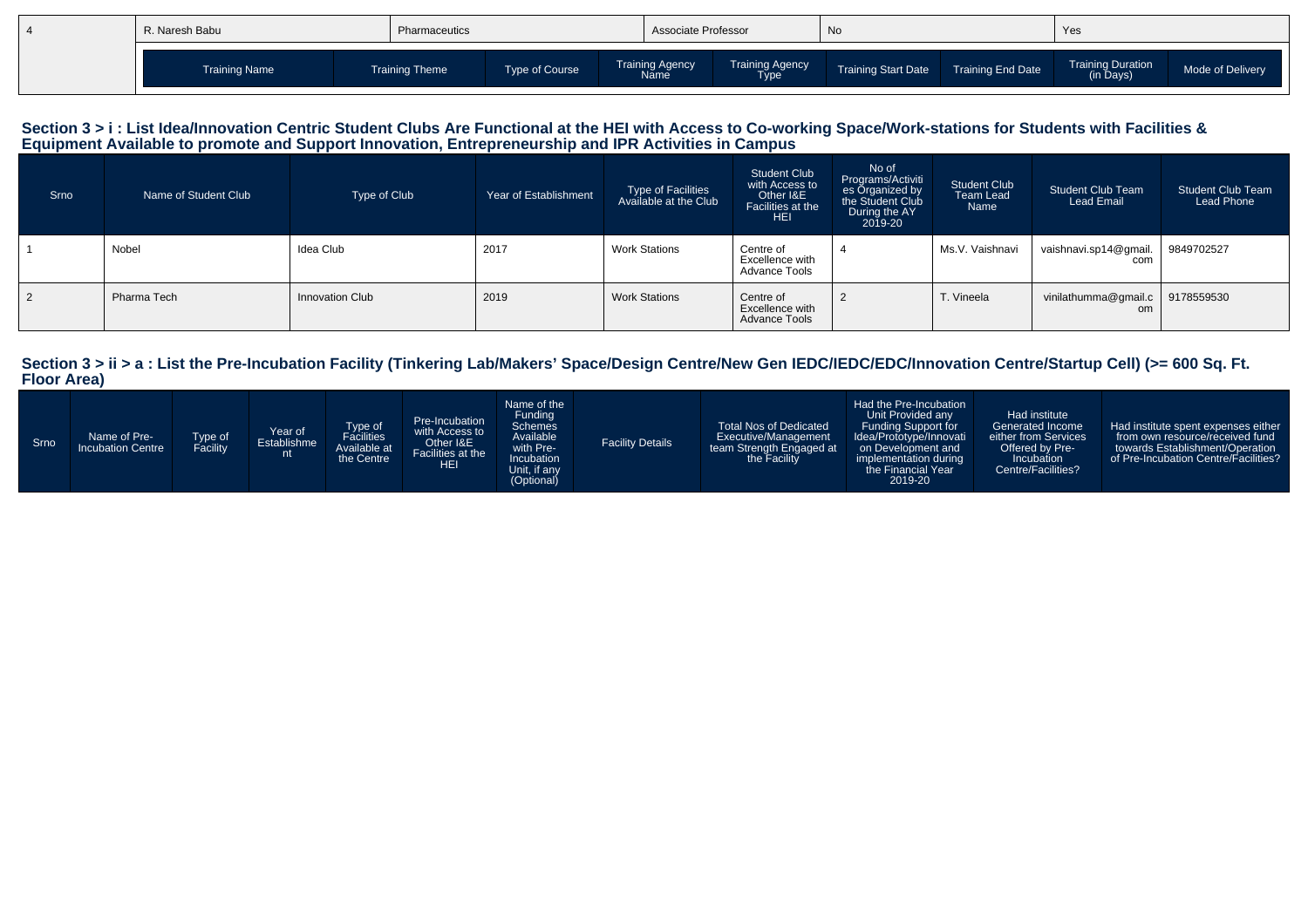| 4 | R. Naresh Babu | Pharmaceutics | Associate Professor | No | Yes |
|---|---|---|---|---|---|

| Training Name | Training Theme | Type of Course | Training Agency Name | Training Agency Type | Training Start Date | Training End Date | Training Duration (in Days) | Mode of Delivery |
|---|---|---|---|---|---|---|---|---|

## Section 3 > i : List Idea/Innovation Centric Student Clubs Are Functional at the HEI with Access to Co-working Space/Work-stations for Students with Facilities & Equipment Available to promote and Support Innovation, Entrepreneurship and IPR Activities in Campus

| Srno | Name of Student Club | Type of Club | Year of Establishment | Type of Facilities Available at the Club | Student Club with Access to Other I&E Facilities at the HEI | No of Programs/Activities Organized by the Student Club During the AY 2019-20 | Student Club Team Lead Name | Student Club Team Lead Email | Student Club Team Lead Phone |
|---|---|---|---|---|---|---|---|---|---|
| 1 | Nobel | Idea Club | 2017 | Work Stations | Centre of Excellence with Advance Tools | 4 | Ms.V. Vaishnavi | vaishnavi.sp14@gmail.com | 9849702527 |
| 2 | Pharma Tech | Innovation Club | 2019 | Work Stations | Centre of Excellence with Advance Tools | 2 | T. Vineela | vinilathumma@gmail.com | 9178559530 |

## Section 3 > ii > a : List the Pre-Incubation Facility (Tinkering Lab/Makers' Space/Design Centre/New Gen IEDC/IEDC/EDC/Innovation Centre/Startup Cell) (>= 600 Sq. Ft. Floor Area)

| Srno | Name of Pre-Incubation Centre | Type of Facility | Year of Establishment | Type of Facilities Available at the Centre | Pre-Incubation with Access to Other I&E Facilities at the HEI | Name of the Funding Schemes Available with Pre-Incubation Unit, if any (Optional) | Facility Details | Total Nos of Dedicated Executive/Management team Strength Engaged at the Facility | Had the Pre-Incubation Unit Provided any Funding Support for Idea/Prototype/Innovation on Development and implementation during the Financial Year 2019-20 | Had institute Generated Income either from Services Offered by Pre-Incubation Centre/Facilities? | Had institute spent expenses either from own resource/received fund towards Establishment/Operation of Pre-Incubation Centre/Facilities? |
|---|---|---|---|---|---|---|---|---|---|---|---|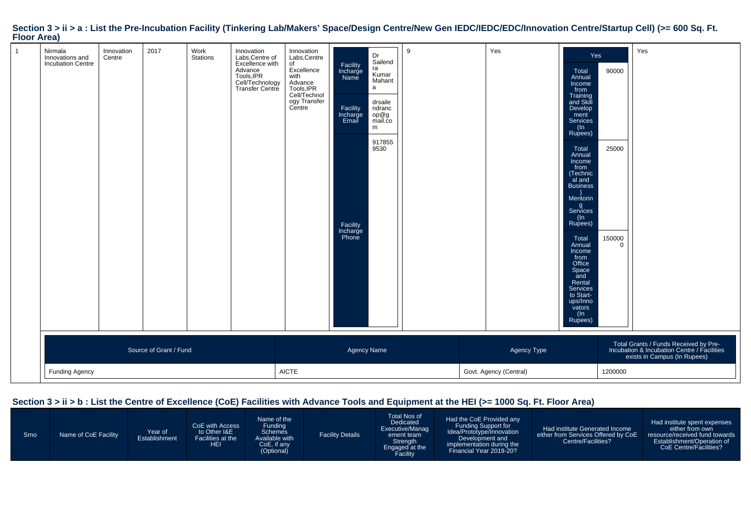## Section 3 > ii > a : List the Pre-Incubation Facility (Tinkering Lab/Makers' Space/Design Centre/New Gen IEDC/IEDC/EDC/Innovation Centre/Startup Cell) (>= 600 Sq. Ft. Floor Area)

| | | | | | | | | | | | |
|---|---|---|---|---|---|---|---|---|---|---|---|
| 1 | Nirmala Innovations and Incubation Centre | Innovation Centre | 2017 | Work Stations | Innovation Labs,Centre of Excellence with Advance Tools,IPR Cell/Technology Transfer Centre | Innovation Labs,Centre of Excellence with Advance Tools,IPR Cell/Technology Transfer Centre | Facility Incharge Name: Dr Sailendra Kumar Mahanta<br>Facility Incharge Email: drsailendracop@gmail.com<br>Facility Incharge Phone: 9178559530 | 9 | Yes | Yes<br>Total Annual Income from Training and Skill Development Services (In Rupees): 90000<br>Total Annual Income from (Technical and Business) Mentoring Services (In Rupees): 25000<br>Total Annual Income from Office Space and Rental Services to Start-ups/Innovators (In Rupees): 1500000 | Yes |

| Source of Grant / Fund | Agency Name | Agency Type | Total Grants / Funds Received by Pre-Incubation & Incubation Centre / Facilities exists in Campus (In Rupees) |
|---|---|---|---|
| Funding Agency | AICTE | Govt. Agency (Central) | 1200000 |

## Section 3 > ii > b : List the Centre of Excellence (CoE) Facilities with Advance Tools and Equipment at the HEI (>= 1000 Sq. Ft. Floor Area)

| Srno | Name of CoE Facility | Year of Establishment | CoE with Access to Other I&E Facilities at the HEI | Name of the Funding Schemes Available with CoE, if any (Optional) | Facility Details | Total Nos of Dedicated Executive/Management team Strength Engaged at the Facility | Had the CoE Provided any Funding Support for Idea/Prototype/Innovation Development and implementation during the Financial Year 2019-20? | Had institute Generated Income either from Services Offered by CoE Centre/Facilities? | Had institute spent expenses either from own resource/received fund towards Establishment/Operation of CoE Centre/Facilities? |
|---|---|---|---|---|---|---|---|---|---|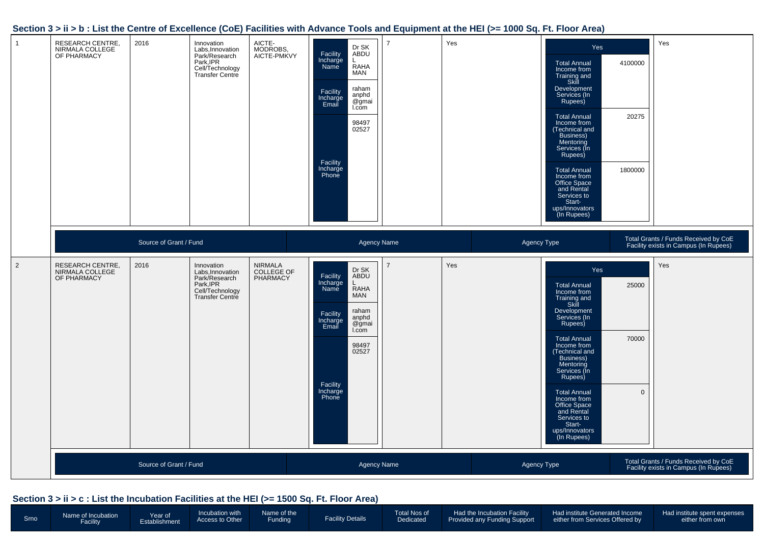## Section 3 > ii > b : List the Centre of Excellence (CoE) Facilities with Advance Tools and Equipment at the HEI (>= 1000 Sq. Ft. Floor Area)

| | | | | | | | | | |
|---|---|---|---|---|---|---|---|---|---|
| 1 | RESEARCH CENTRE, NIRMALA COLLEGE OF PHARMACY | 2016 | Innovation Labs,Innovation Park/Research Park,IPR Cell/Technology Transfer Centre | AICTE-MODROBS, AICTE-PMKVY | Facility Incharge Name: Dr SK ABDU L RAHA MAN<br>Facility Incharge Email: rahamanphd@gmail.com<br>Facility Incharge Phone: 9849702527 | 7 | Yes | Yes<br>Total Annual Income from Training and Skill Development Services (In Rupees): 4100000<br>Total Annual Income from (Technical and Business) Mentoring Services (In Rupees): 20275<br>Total Annual Income from Office Space and Rental Services to Start-ups/Innovators (In Rupees): 1800000 | Yes |

| Source of Grant / Fund | Agency Name | Agency Type | Total Grants / Funds Received by CoE Facility exists in Campus (In Rupees) |
|---|---|---|---|

| | | | | | | | | | |
|---|---|---|---|---|---|---|---|---|---|
| 2 | RESEARCH CENTRE, NIRMALA COLLEGE OF PHARMACY | 2016 | Innovation Labs,Innovation Park/Research Park,IPR Cell/Technology Transfer Centre | NIRMALA COLLEGE OF PHARMACY | Facility Incharge Name: Dr SK ABDU L RAHA MAN<br>Facility Incharge Email: rahamanphd@gmail.com<br>Facility Incharge Phone: 9849702527 | 7 | Yes | Yes<br>Total Annual Income from Training and Skill Development Services (In Rupees): 25000<br>Total Annual Income from (Technical and Business) Mentoring Services (In Rupees): 70000<br>Total Annual Income from Office Space and Rental Services to Start-ups/Innovators (In Rupees): 0 | Yes |

| Source of Grant / Fund | Agency Name | Agency Type | Total Grants / Funds Received by CoE Facility exists in Campus (In Rupees) |
|---|---|---|---|

## Section 3 > ii > c : List the Incubation Facilities at the HEI (>= 1500 Sq. Ft. Floor Area)

| Srno | Name of Incubation Facility | Year of Establishment | Incubation with Access to Other | Name of the Funding | Facility Details | Total Nos of Dedicated | Had the Incubation Facility Provided any Funding Support | Had institute Generated Income either from Services Offered by | Had institute spent expenses either from own |
|---|---|---|---|---|---|---|---|---|---|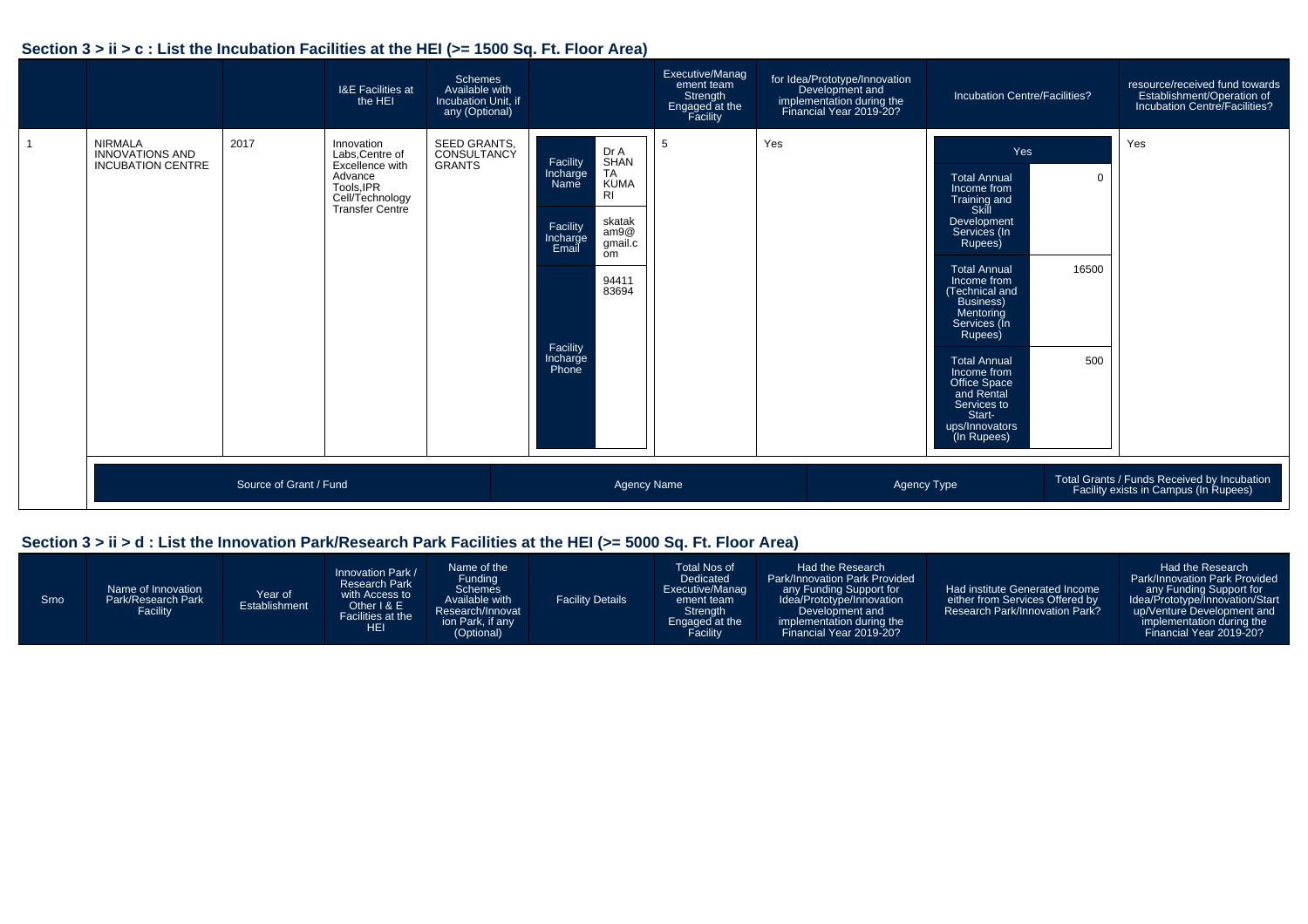## Section 3 > ii > c : List the Incubation Facilities at the HEI (>= 1500 Sq. Ft. Floor Area)

| | | | I&E Facilities at the HEI | Schemes Available with Incubation Unit, if any (Optional) | | Executive/Management team Strength Engaged at the Facility | for Idea/Prototype/Innovation Development and implementation during the Financial Year 2019-20? | Incubation Centre/Facilities? | resource/received fund towards Establishment/Operation of Incubation Centre/Facilities? |
|---|---|---|---|---|---|---|---|---|---|
| 1 | NIRMALA INNOVATIONS AND INCUBATION CENTRE | 2017 | Innovation Labs,Centre of Excellence with Advance Tools,IPR Cell/Technology Transfer Centre | SEED GRANTS, CONSULTANCY GRANTS | Facility Incharge Name: Dr A SHANTA KUMARI<br>Facility Incharge Email: skatakam9@gmail.com<br>Facility Incharge Phone: 9441183694 | 5 | Yes | Yes<br>Total Annual Income from Training and Skill Development Services (In Rupees): 0<br>Total Annual Income from (Technical and Business) Mentoring Services (In Rupees): 16500<br>Total Annual Income from Office Space and Rental Services to Start-ups/Innovators (In Rupees): 500 | Yes |

| Source of Grant / Fund | Agency Name | Agency Type | Total Grants / Funds Received by Incubation Facility exists in Campus (In Rupees) |
|---|---|---|---|

## Section 3 > ii > d : List the Innovation Park/Research Park Facilities at the HEI (>= 5000 Sq. Ft. Floor Area)

| Srno | Name of Innovation Park/Research Park Facility | Year of Establishment | Innovation Park / Research Park with Access to Other I & E Facilities at the HEI | Name of the Funding Schemes Available with Research/Innovation Park, if any (Optional) | Facility Details | Total Nos of Dedicated Executive/Management team Strength Engaged at the Facility | Had the Research Park/Innovation Park Provided any Funding Support for Idea/Prototype/Innovation Development and implementation during the Financial Year 2019-20? | Had institute Generated Income either from Services Offered by Research Park/Innovation Park? | Had the Research Park/Innovation Park Provided any Funding Support for Idea/Prototype/Innovation/Start up/Venture Development and implementation during the Financial Year 2019-20? |
|---|---|---|---|---|---|---|---|---|---|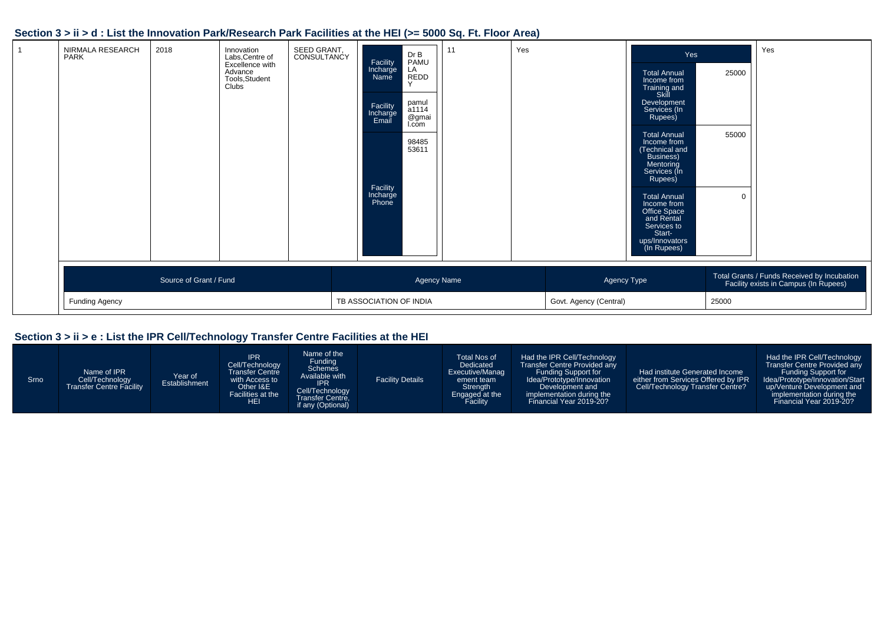## Section 3 > ii > d : List the Innovation Park/Research Park Facilities at the HEI (>= 5000 Sq. Ft. Floor Area)

| | | | | | | | | | |
|---|---|---|---|---|---|---|---|---|---|
| 1 | NIRMALA RESEARCH PARK | 2018 | Innovation Labs,Centre of Excellence with Advance Tools,Student Clubs | SEED GRANT, CONSULTANCY | Facility Incharge Name: Dr B PAMULA REDDY<br>Facility Incharge Email: pamula1114@gmail.com<br>Facility Incharge Phone: 9848553611 | 11 | Yes | Yes<br>Total Annual Income from Training and Skill Development Services (In Rupees): 25000<br>Total Annual Income from (Technical and Business) Mentoring Services (In Rupees): 55000<br>Total Annual Income from Office Space and Rental Services to Start-ups/Innovators (In Rupees): 0 | Yes |

| Source of Grant / Fund | Agency Name | Agency Type | Total Grants / Funds Received by Incubation Facility exists in Campus (In Rupees) |
|---|---|---|---|
| Funding Agency | TB ASSOCIATION OF INDIA | Govt. Agency (Central) | 25000 |

## Section 3 > ii > e : List the IPR Cell/Technology Transfer Centre Facilities at the HEI

| Srno | Name of IPR Cell/Technology Transfer Centre Facility | Year of Establishment | IPR Cell/Technology Transfer Centre with Access to Other I&E Facilities at the HEI | Name of the Funding Schemes Available with IPR Cell/Technology Transfer Centre, if any (Optional) | Facility Details | Total Nos of Dedicated Executive/Management team Strength Engaged at the Facility | Had the IPR Cell/Technology Transfer Centre Provided any Funding Support for Idea/Prototype/Innovation Development and implementation during the Financial Year 2019-20? | Had institute Generated Income either from Services Offered by IPR Cell/Technology Transfer Centre? | Had the IPR Cell/Technology Transfer Centre Provided any Funding Support for Idea/Prototype/Innovation/Start up/Venture Development and implementation during the Financial Year 2019-20? |
|---|---|---|---|---|---|---|---|---|---|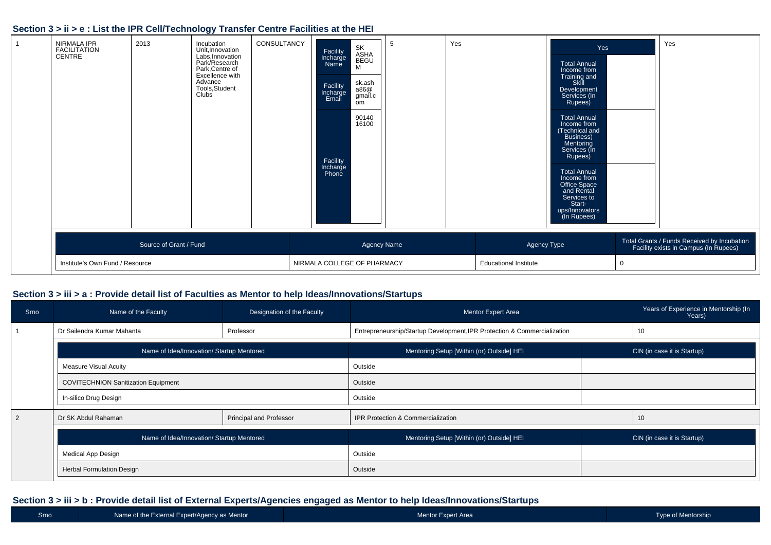## Section 3 > ii > e : List the IPR Cell/Technology Transfer Centre Facilities at the HEI

| 1 | NIRMALA IPR FACILITATION CENTRE | 2013 | Incubation Unit,Innovation Labs,Innovation Park/Research Park,Centre of Excellence with Advance Tools,Student Clubs | CONSULTANCY | Facility Incharge Name: SK ASHA BEGUM; Facility Incharge Email: sk.asha86@gmail.com; Facility Incharge Phone: 9014016100 | 5 | Yes | Yes; Total Annual Income from Training and Skill Development Services (In Rupees): ; Total Annual Income from (Technical and Business) Mentoring Services (In Rupees): ; Total Annual Income from Office Space and Rental Services to Start-ups/Innovators (In Rupees): | Yes |
|---|---|---|---|---|---|---|---|---|---|

| Source of Grant / Fund | Agency Name | Agency Type | Total Grants / Funds Received by Incubation Facility exists in Campus (In Rupees) |
|---|---|---|---|
| Institute's Own Fund / Resource | NIRMALA COLLEGE OF PHARMACY | Educational Institute | 0 |

## Section 3 > iii > a : Provide detail list of Faculties as Mentor to help Ideas/Innovations/Startups

| Srno | Name of the Faculty | Designation of the Faculty | Mentor Expert Area | Years of Experience in Mentorship (In Years) |
|---|---|---|---|---|
| 1 | Dr Sailendra Kumar Mahanta | Professor | Entrepreneurship/Startup Development,IPR Protection & Commercialization | 10 |

| Name of Idea/Innovation/ Startup Mentored | Mentoring Setup [Within (or) Outside] HEI | CIN (in case it is Startup) |
|---|---|---|
| Measure Visual Acuity | Outside | |
| COVITECHNION Sanitization Equipment | Outside | |
| In-silico Drug Design | Outside | |

| Srno | Name of the Faculty | Designation of the Faculty | Mentor Expert Area | Years of Experience in Mentorship (In Years) |
|---|---|---|---|---|
| 2 | Dr SK Abdul Rahaman | Principal and Professor | IPR Protection & Commercialization | 10 |

| Name of Idea/Innovation/ Startup Mentored | Mentoring Setup [Within (or) Outside] HEI | CIN (in case it is Startup) |
|---|---|---|
| Medical App Design | Outside | |
| Herbal Formulation Design | Outside | |

## Section 3 > iii > b : Provide detail list of External Experts/Agencies engaged as Mentor to help Ideas/Innovations/Startups

| Srno | Name of the External Expert/Agency as Mentor | Mentor Expert Area | Type of Mentorship |
|---|---|---|---|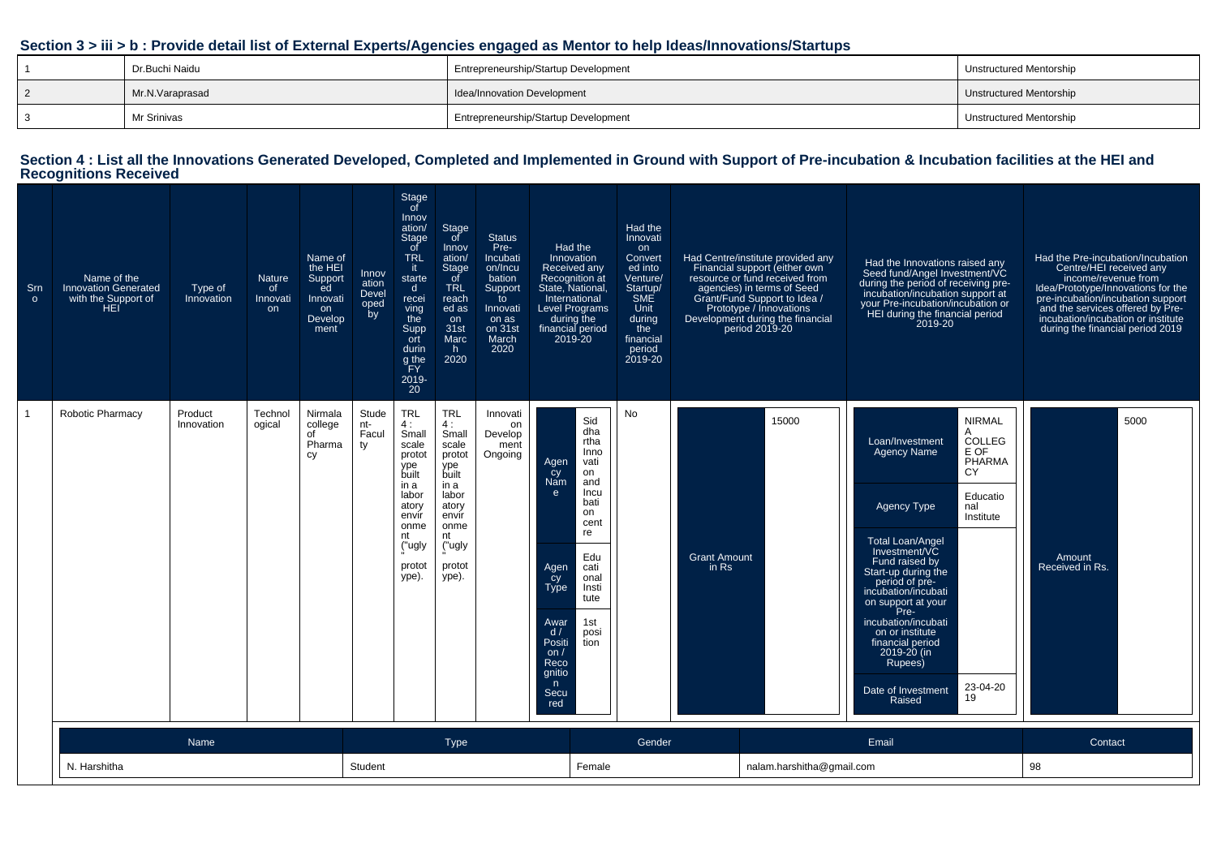## Section 3 > iii > b : Provide detail list of External Experts/Agencies engaged as Mentor to help Ideas/Innovations/Startups

| | | | |
|---|---|---|---|
| 1 | Dr.Buchi Naidu | Entrepreneurship/Startup Development | Unstructured Mentorship |
| 2 | Mr.N.Varaprasad | Idea/Innovation Development | Unstructured Mentorship |
| 3 | Mr Srinivas | Entrepreneurship/Startup Development | Unstructured Mentorship |

## Section 4 : List all the Innovations Generated Developed, Completed and Implemented in Ground with Support of Pre-incubation & Incubation facilities at the HEI and Recognitions Received

| Srno | Name of the Innovation Generated with the Support of HEI | Type of Innovation | Nature of Innovation | Name of the HEI Supported Innovation Development | Innovation Developed by | Stage of Innovation/ Stage of TRL it started receiving the Support during the FY 2019-20 | Stage of Innovation/ Stage of TRL reached as on 31st March 2020 | Status Pre-Incubation/Incubation Support to Innovation as on 31st March 2020 | Had the Innovation Received any Recognition at State, National, International Level Programs during the financial period 2019-20 | Had the Innovation Converted into Venture/ Startup/ SME Unit during the financial period 2019-20 | Had Centre/institute provided any Financial support (either own resource or fund received from agencies) in terms of Seed Grant/Fund Support to Idea / Prototype / Innovations Development during the financial period 2019-20 | Had the Innovations raised any Seed fund/Angel Investment/VC during the period of receiving pre-incubation/incubation support at your Pre-incubation/incubation or HEI during the financial period 2019-20 | Had the Pre-incubation/Incubation Centre/HEI received any income/revenue from Idea/Prototype/Innovations for the pre-incubation/incubation support and the services offered by Pre-incubation/incubation or institute during the financial period 2019 |
|---|---|---|---|---|---|---|---|---|---|---|---|---|---|
| 1 | Robotic Pharmacy | Product Innovation | Technological | Nirmala college of Pharmacy | Student-Faculty | TRL 4 : Small scale prototype built in a laboratory environment ("ugly" prototype). | TRL 4 : Small scale prototype built in a laboratory environment ("ugly" prototype). | Innovation Development Ongoing | Agency Name: Siddhartha Innovation and Incubation centre; Agency Type: Educational Institute; Award / Position / Recognition Secured: 1st position | No | Grant Amount in Rs: 15000 | Loan/Investment Agency Name: NIRMALA COLLEGE OF PHARMACY; Agency Type: Educational Institute; Total Loan/Angel Investment/VC Fund raised by Start-up during the period of pre-incubation/incubation support at your Pre-incubation/incubation or institute financial period 2019-20 (in Rupees): ; Date of Investment Raised: 23-04-2019 | Amount Received in Rs.: 5000 |

| Name | Type | Gender | Email | Contact |
|---|---|---|---|---|
| N. Harshitha | Student | Female | nalam.harshitha@gmail.com | 98 |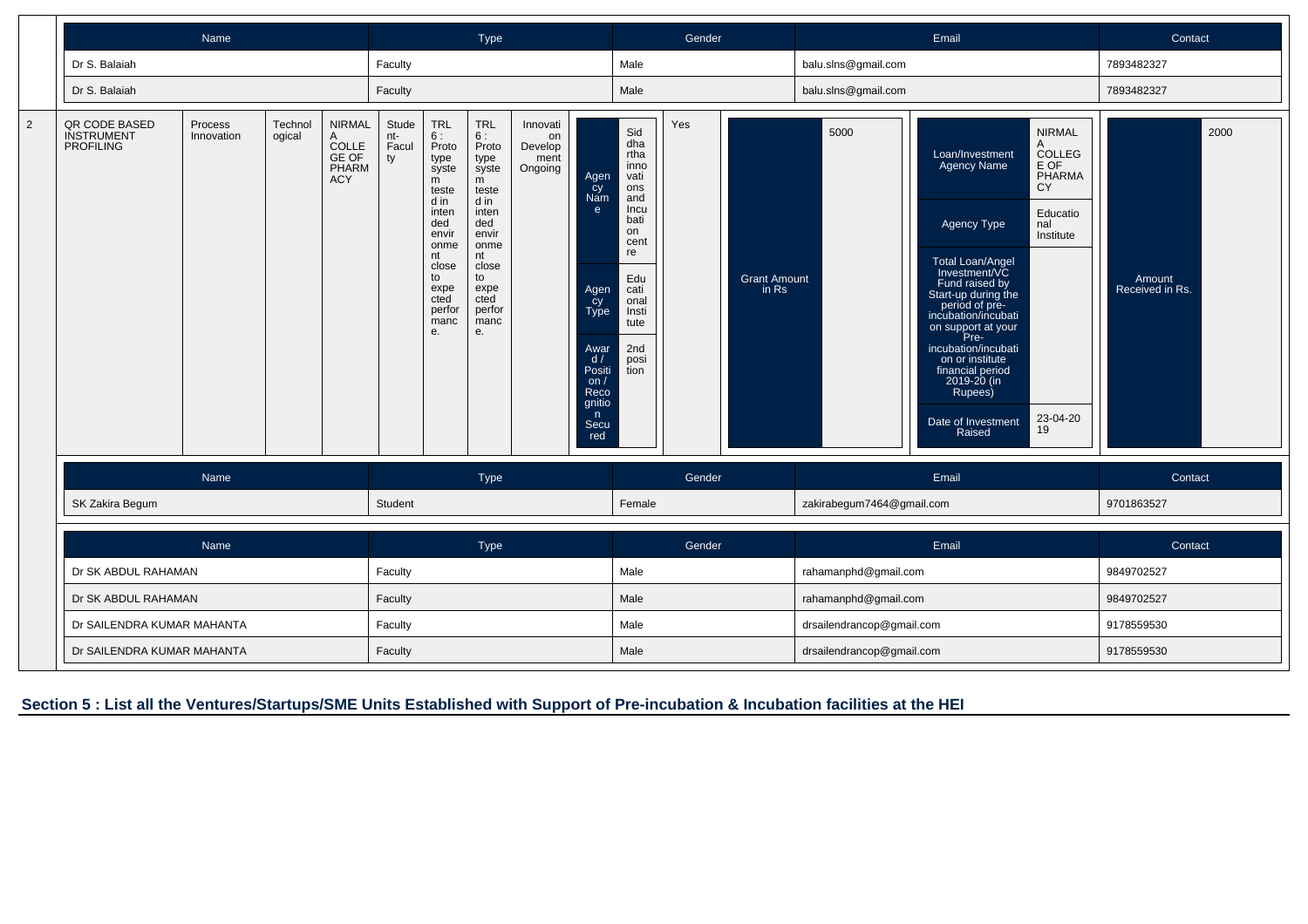| Name | Type | Gender | Email | Contact |
|---|---|---|---|---|
| Dr S. Balaiah | Faculty | Male | balu.slns@gmail.com | 7893482327 |
| Dr S. Balaiah | Faculty | Male | balu.slns@gmail.com | 7893482327 |

| | | | | | | | | | | | |
|---|---|---|---|---|---|---|---|---|---|---|---|
| 2 | QR CODE BASED INSTRUMENT PROFILING | Process Innovation | Technological | NIRMALA COLLEGE OF PHARMACY | Student-Faculty | TRL 6 : Prototype system tested in intended environment close to expected performance. | TRL 6 : Prototype system tested in intended environment close to expected performance. | Innovation Development Ongoing | Agency Name: Siddhartha innovations and Incubation centre<br>Agency Type: Educational Institute<br>Award / Position / Recognition Secured: 2nd position | Yes | Grant Amount in Rs: 5000 | Loan/Investment Agency Name: NIRMALA COLLEGE OF PHARMACY<br>Agency Type: Educational Institute<br>Total Loan/Angel Investment/VC Fund raised by Start-up during the period of pre-incubation/incubation on support at your Pre-incubation/incubation or institute financial period 2019-20 (in Rupees):<br>Date of Investment Raised: 23-04-2019 | Amount Received in Rs.: 2000 |

| Name | Type | Gender | Email | Contact |
|---|---|---|---|---|
| SK Zakira Begum | Student | Female | zakirabegum7464@gmail.com | 9701863527 |

| Name | Type | Gender | Email | Contact |
|---|---|---|---|---|
| Dr SK ABDUL RAHAMAN | Faculty | Male | rahamanphd@gmail.com | 9849702527 |
| Dr SK ABDUL RAHAMAN | Faculty | Male | rahamanphd@gmail.com | 9849702527 |
| Dr SAILENDRA KUMAR MAHANTA | Faculty | Male | drsailendrancop@gmail.com | 9178559530 |
| Dr SAILENDRA KUMAR MAHANTA | Faculty | Male | drsailendrancop@gmail.com | 9178559530 |

## Section 5 : List all the Ventures/Startups/SME Units Established with Support of Pre-incubation & Incubation facilities at the HEI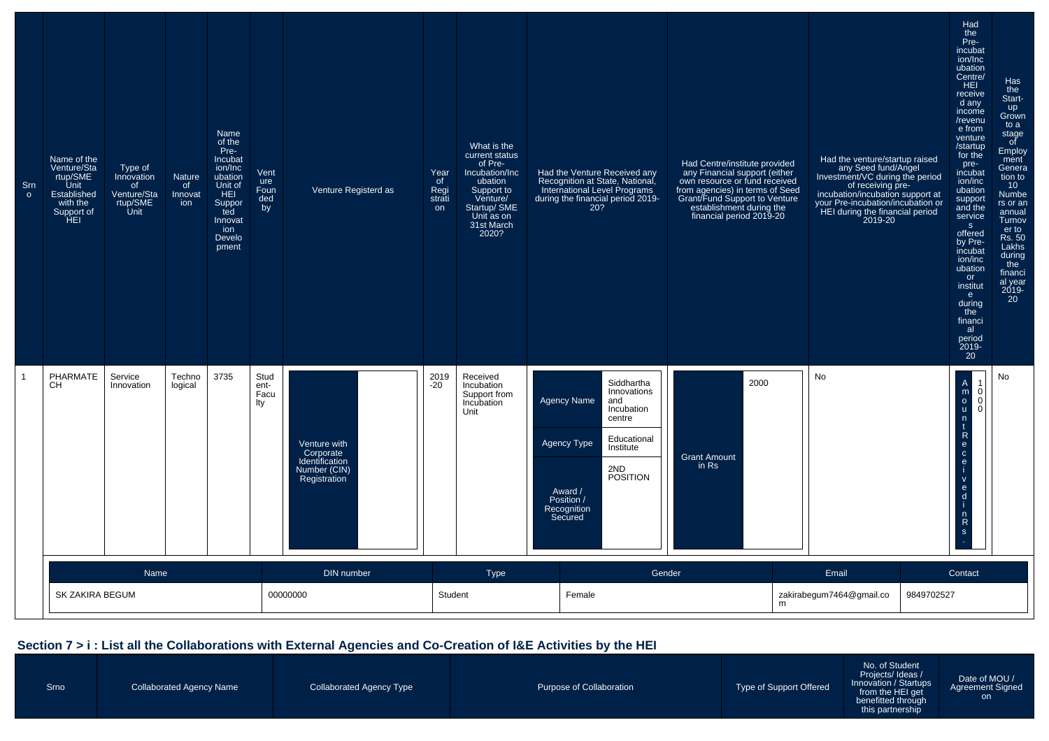| Srno | Name of the Venture/Startup/SME Unit Established with the Support of HEI | Type of Innovation of Venture/Startup/SME Unit | Nature of Innovation | Name of the Pre-Incubation/Incubation Unit of HEI Supported Innovation Development | Venture Founded by | Venture Registerd as | | Year of Registration | What is the current status of Pre-Incubation/Incubation Support to Venture/ Startup/ SME Unit as on 31st March 2020? | Had the Venture Received any Recognition at State, National, International Level Programs during the financial period 2019-20? | | Had Centre/institute provided any Financial support (either own resource or fund received from agencies) in terms of Seed Grant/Fund Support to Venture establishment during the financial period 2019-20 | | Had the venture/startup raised any Seed fund/Angel Investment/VC during the period of receiving pre-incubation/incubation support at your Pre-incubation/incubation or HEI during the financial period 2019-20 | Had the Pre-incubation/Incubation Centre/ HEI received any income /revenue from venture /startup for the pre-incubation/inc ubation support and the services offered by Pre-incubation/inc ubation or institute during the financial period 2019-20 | | Has the Start-up Grown to a stage of Employment Generation to 10 Numbers or an annual Turnover to Rs. 50 Lakhs during the financial year 2019-20 |
|---|---|---|---|---|---|---|---|---|---|---|---|---|---|---|---|---|---|
| 1 | PHARMATECH | Service Innovation | Technological | 3735 | Student-Faculty | Venture with Corporate Identification Number (CIN) Registration | | 2019-20 | Received Incubation Support from Incubation Unit | Agency Name | Siddhartha Innovations and Incubation centre | Grant Amount in Rs | 2000 | No | Amount Received in Rs. | 1000 | No |
| | | | | | | | | | | Agency Type | Educational Institute | | | | | | |
| | | | | | | | | | | Award / Position / Recognition Secured | 2ND POSITION | | | | | | |

| Name | DIN number | Type | Gender | Email | Contact |
|---|---|---|---|---|---|
| SK ZAKIRA BEGUM | 00000000 | Student | Female | zakirabegum7464@gmail.com | 9849702527 |

## Section 7 > i : List all the Collaborations with External Agencies and Co-Creation of I&E Activities by the HEI

| Srno | Collaborated Agency Name | Collaborated Agency Type | Purpose of Collaboration | Type of Support Offered | No. of Student Projects/ Ideas / Innovation / Startups from the HEI get benefitted through this partnership | Date of MOU / Agreement Signed on |
|---|---|---|---|---|---|---|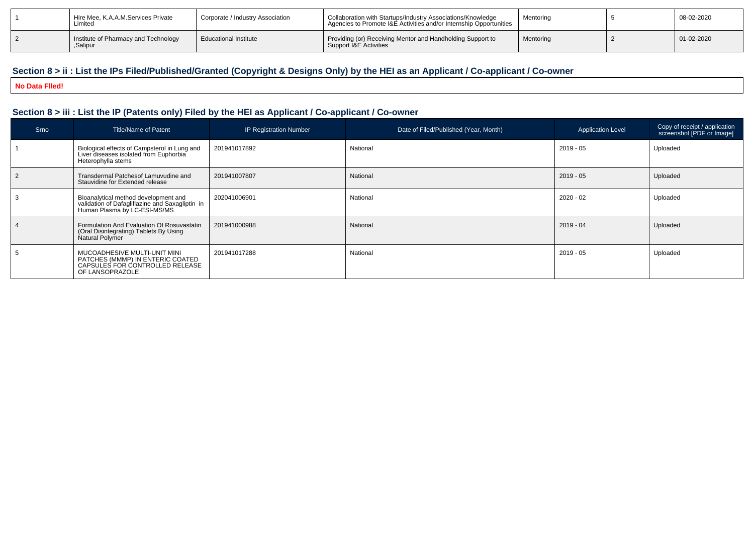| | | | | | | |
|---|---|---|---|---|---|---|
| 1 | Hire Mee, K.A.A.M.Services Private Limited | Corporate / Industry Association | Collaboration with Startups/Industry Associations/Knowledge Agencies to Promote I&E Activities and/or Internship Opportunities | Mentoring | 5 | 08-02-2020 |
| 2 | Institute of Pharmacy and Technology ,Salipur | Educational Institute | Providing (or) Receiving Mentor and Handholding Support to Support I&E Activities | Mentoring | 2 | 01-02-2020 |

## Section 8 > ii : List the IPs Filed/Published/Granted (Copyright & Designs Only) by the HEI as an Applicant / Co-applicant / Co-owner

**No Data FIled!**

## Section 8 > iii : List the IP (Patents only) Filed by the HEI as Applicant / Co-applicant / Co-owner

| Srno | Title/Name of Patent | IP Registration Number | Date of Filed/Published (Year, Month) | Application Level | Copy of receipt / application screenshot [PDF or Image] |
|---|---|---|---|---|---|
| 1 | Biological effects of Campsterol in Lung and Liver diseases isolated from Euphorbia Heterophylla stems | 201941017892 | National | 2019 - 05 | Uploaded |
| 2 | Transdermal Patchesof Lamuvudine and Stauvidine for Extended release | 201941007807 | National | 2019 - 05 | Uploaded |
| 3 | Bioanalytical method development and validation of Dafagliflazine and Saxagliptin in Human Plasma by LC-ESI-MS/MS | 202041006901 | National | 2020 - 02 | Uploaded |
| 4 | Formulation And Evaluation Of Rosuvastatin (Oral Disintegrating) Tablets By Using Natural Polymer | 201941000988 | National | 2019 - 04 | Uploaded |
| 5 | MUCOADHESIVE MULTI-UNIT MINI PATCHES (MMMP) IN ENTERIC COATED CAPSULES FOR CONTROLLED RELEASE OF LANSOPRAZOLE | 201941017288 | National | 2019 - 05 | Uploaded |